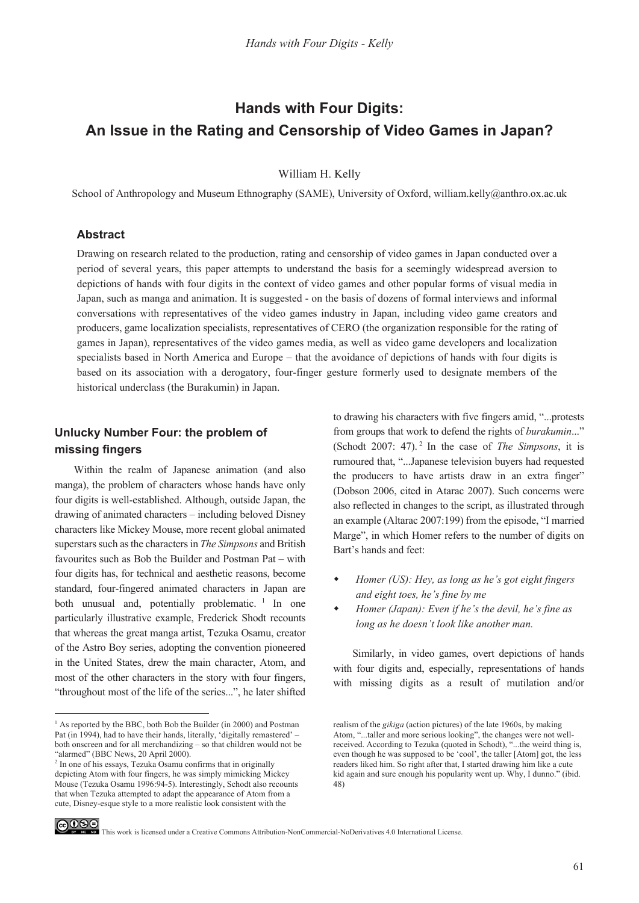# Hands with Four Digits: An Issue in the Rating and Censorship of Video Games in Japan?

William H. Kelly

School of Anthropology and Museum Ethnography (SAME), University of Oxford, william.kelly@anthro.ox.ac.uk

### Abstract

Drawing on research related to the production, rating and censorship of video games in Japan conducted over a period of several years, this paper attempts to understand the basis for a seemingly widespread aversion to depictions of hands with four digits in the context of video games and other popular forms of visual media in Japan, such as manga and animation. It is suggested - on the basis of dozens of formal interviews and informal conversations with representatives of the video games industry in Japan, including video game creators and producers, game localization specialists, representatives of CERO (the organization responsible for the rating of games in Japan), representatives of the video games media, as well as video game developers and localization specialists based in North America and Europe – that the avoidance of depictions of hands with four digits is based on its association with a derogatory, four-finger gesture formerly used to designate members of the historical underclass (the Burakumin) in Japan.

## Unlucky Number Four: the problem of missing fingers

Within the realm of Japanese animation (and also manga), the problem of characters whose hands have only four digits is well-established. Although, outside Japan, the drawing of animated characters – including beloved Disney characters like Mickey Mouse, more recent global animated superstars such as the characters in *The Simpsons* and British favourites such as Bob the Builder and Postman Pat – with four digits has, for technical and aesthetic reasons, become standard, four-fingered animated characters in Japan are both unusual and, potentially problematic. [1] In one particularly illustrative example, Frederick Shodt recounts that whereas the great manga artist, Tezuka Osamu, creator of the Astro Boy series, adopting the convention pioneered in the United States, drew the main character, Atom, and most of the other characters in the story with four fingers, "throughout most of the life of the series...", he later shifted to drawing his characters with five fingers amid, "...protests from groups that work to defend the rights of *burakumin*..." (Schodt 2007: 47). [2] In the case of *The Simpsons*, it is rumoured that, "...Japanese television buyers had requested the producers to have artists draw in an extra finger" (Dobson 2006, cited in Atarac 2007). Such concerns were also reflected in changes to the script, as illustrated through an example (Altarac 2007:199) from the episode, "I married Marge", in which Homer refers to the number of digits on Bart's hands and feet:

- *Homer (US): Hey, as long as he's got eight fingers and eight toes, he's fine by me*
- *Homer (Japan): Even if he's the devil, he's fine as long as he doesn't look like another man.*

Similarly, in video games, overt depictions of hands with four digits and, especially, representations of hands with missing digits as a result of mutilation and/or

---

[1] As reported by the BBC, both Bob the Builder (in 2000) and Postman Pat (in 1994), had to have their hands, literally, 'digitally remastered' – both onscreen and for all merchandizing – so that children would not be "alarmed" (BBC News, 20 April 2000).

[2] In one of his essays, Tezuka Osamu confirms that in originally depicting Atom with four fingers, he was simply mimicking Mickey Mouse (Tezuka Osamu 1996:94-5). Interestingly, Schodt also recounts that when Tezuka attempted to adapt the appearance of Atom from a cute, Disney-esque style to a more realistic look consistent with the realism of the *gikiga* (action pictures) of the late 1960s, by making Atom, "...taller and more serious looking", the changes were not well-received. According to Tezuka (quoted in Schodt), "...the weird thing is, even though he was supposed to be 'cool', the taller [Atom] got, the less readers liked him. So right after that, I started drawing him like a cute kid again and sure enough his popularity went up. Why, I dunno." (ibid. 48)

This work is licensed under a Creative Commons Attribution-NonCommercial-NoDerivatives 4.0 International License.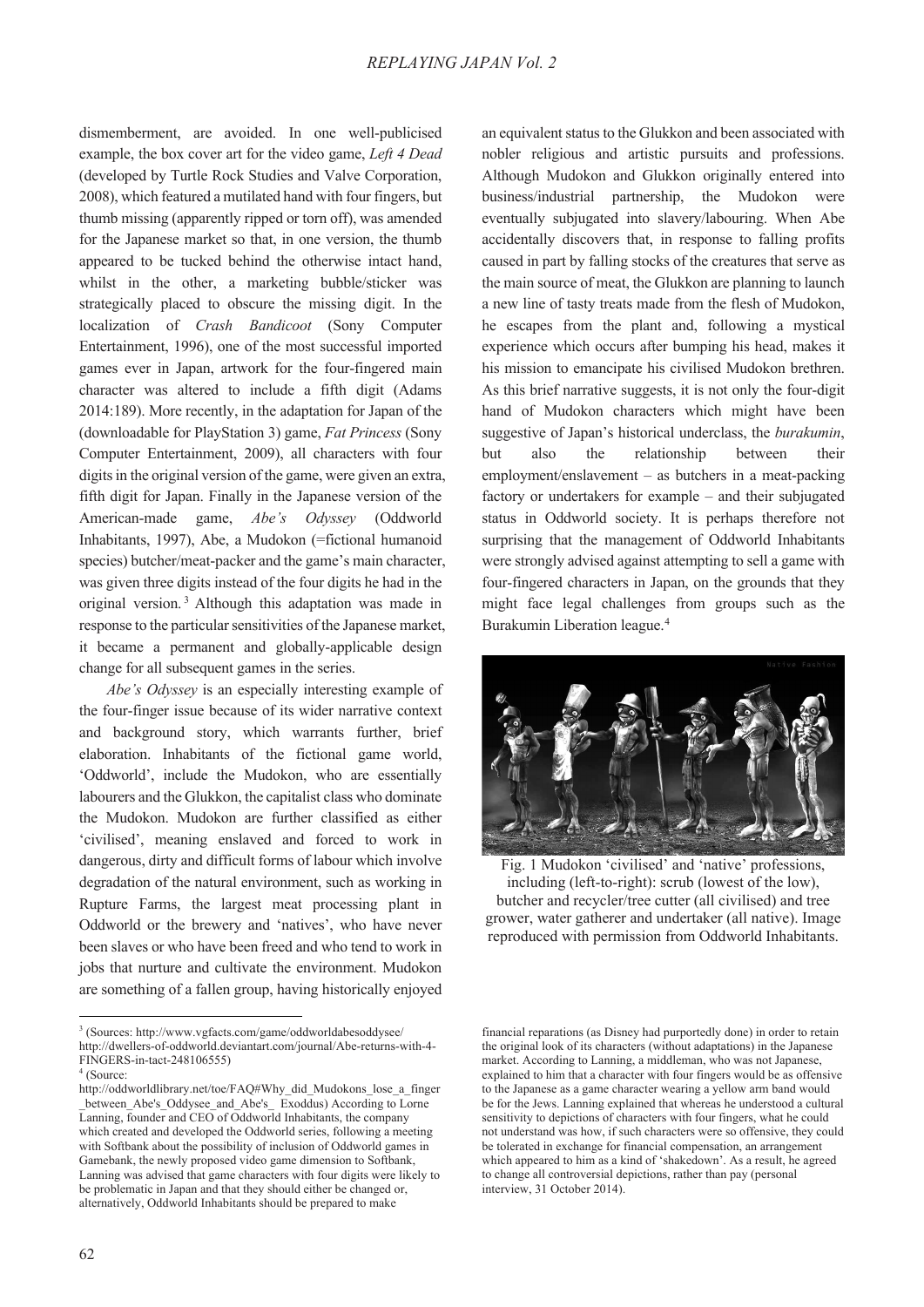dismemberment, are avoided. In one well-publicised example, the box cover art for the video game, *Left 4 Dead* (developed by Turtle Rock Studies and Valve Corporation, 2008), which featured a mutilated hand with four fingers, but thumb missing (apparently ripped or torn off), was amended for the Japanese market so that, in one version, the thumb appeared to be tucked behind the otherwise intact hand, whilst in the other, a marketing bubble/sticker was strategically placed to obscure the missing digit. In the localization of *Crash Bandicoot* (Sony Computer Entertainment, 1996), one of the most successful imported games ever in Japan, artwork for the four-fingered main character was altered to include a fifth digit (Adams 2014:189). More recently, in the adaptation for Japan of the (downloadable for PlayStation 3) game, *Fat Princess* (Sony Computer Entertainment, 2009), all characters with four digits in the original version of the game, were given an extra, fifth digit for Japan. Finally in the Japanese version of the American-made game, *Abe's Odyssey* (Oddworld Inhabitants, 1997), Abe, a Mudokon (=fictional humanoid species) butcher/meat-packer and the game's main character, was given three digits instead of the four digits he had in the original version.[3] Although this adaptation was made in response to the particular sensitivities of the Japanese market, it became a permanent and globally-applicable design change for all subsequent games in the series.

*Abe's Odyssey* is an especially interesting example of the four-finger issue because of its wider narrative context and background story, which warrants further, brief elaboration. Inhabitants of the fictional game world, 'Oddworld', include the Mudokon, who are essentially labourers and the Glukkon, the capitalist class who dominate the Mudokon. Mudokon are further classified as either 'civilised', meaning enslaved and forced to work in dangerous, dirty and difficult forms of labour which involve degradation of the natural environment, such as working in Rupture Farms, the largest meat processing plant in Oddworld or the brewery and 'natives', who have never been slaves or who have been freed and who tend to work in jobs that nurture and cultivate the environment. Mudokon are something of a fallen group, having historically enjoyed an equivalent status to the Glukkon and been associated with nobler religious and artistic pursuits and professions. Although Mudokon and Glukkon originally entered into business/industrial partnership, the Mudokon were eventually subjugated into slavery/labouring. When Abe accidentally discovers that, in response to falling profits caused in part by falling stocks of the creatures that serve as the main source of meat, the Glukkon are planning to launch a new line of tasty treats made from the flesh of Mudokon, he escapes from the plant and, following a mystical experience which occurs after bumping his head, makes it his mission to emancipate his civilised Mudokon brethren. As this brief narrative suggests, it is not only the four-digit hand of Mudokon characters which might have been suggestive of Japan's historical underclass, the *burakumin*, but also the relationship between their employment/enslavement – as butchers in a meat-packing factory or undertakers for example – and their subjugated status in Oddworld society. It is perhaps therefore not surprising that the management of Oddworld Inhabitants were strongly advised against attempting to sell a game with four-fingered characters in Japan, on the grounds that they might face legal challenges from groups such as the Burakumin Liberation league.[4]

Fig. 1 Mudokon 'civilised' and 'native' professions, including (left-to-right): scrub (lowest of the low), butcher and recycler/tree cutter (all civilised) and tree grower, water gatherer and undertaker (all native). Image reproduced with permission from Oddworld Inhabitants.

---

[3] (Sources: http://www.vgfacts.com/game/oddworldabesoddysee/ http://dwellers-of-oddworld.deviantart.com/journal/Abe-returns-with-4-FINGERS-in-tact-248106555)

[4] (Source: http://oddworldlibrary.net/toe/FAQ#Why_did_Mudokons_lose_a_finger_between_Abe's_Oddysee_and_Abe's_ Exoddus) According to Lorne Lanning, founder and CEO of Oddworld Inhabitants, the company which created and developed the Oddworld series, following a meeting with Softbank about the possibility of inclusion of Oddworld games in Gamebank, the newly proposed video game dimension to Softbank, Lanning was advised that game characters with four digits were likely to be problematic in Japan and that they should either be changed or, alternatively, Oddworld Inhabitants should be prepared to make financial reparations (as Disney had purportedly done) in order to retain the original look of its characters (without adaptations) in the Japanese market. According to Lanning, a middleman, who was not Japanese, explained to him that a character with four fingers would be as offensive to the Japanese as a game character wearing a yellow arm band would be for the Jews. Lanning explained that whereas he understood a cultural sensitivity to depictions of characters with four fingers, what he could not understand was how, if such characters were so offensive, they could be tolerated in exchange for financial compensation, an arrangement which appeared to him as a kind of 'shakedown'. As a result, he agreed to change all controversial depictions, rather than pay (personal interview, 31 October 2014).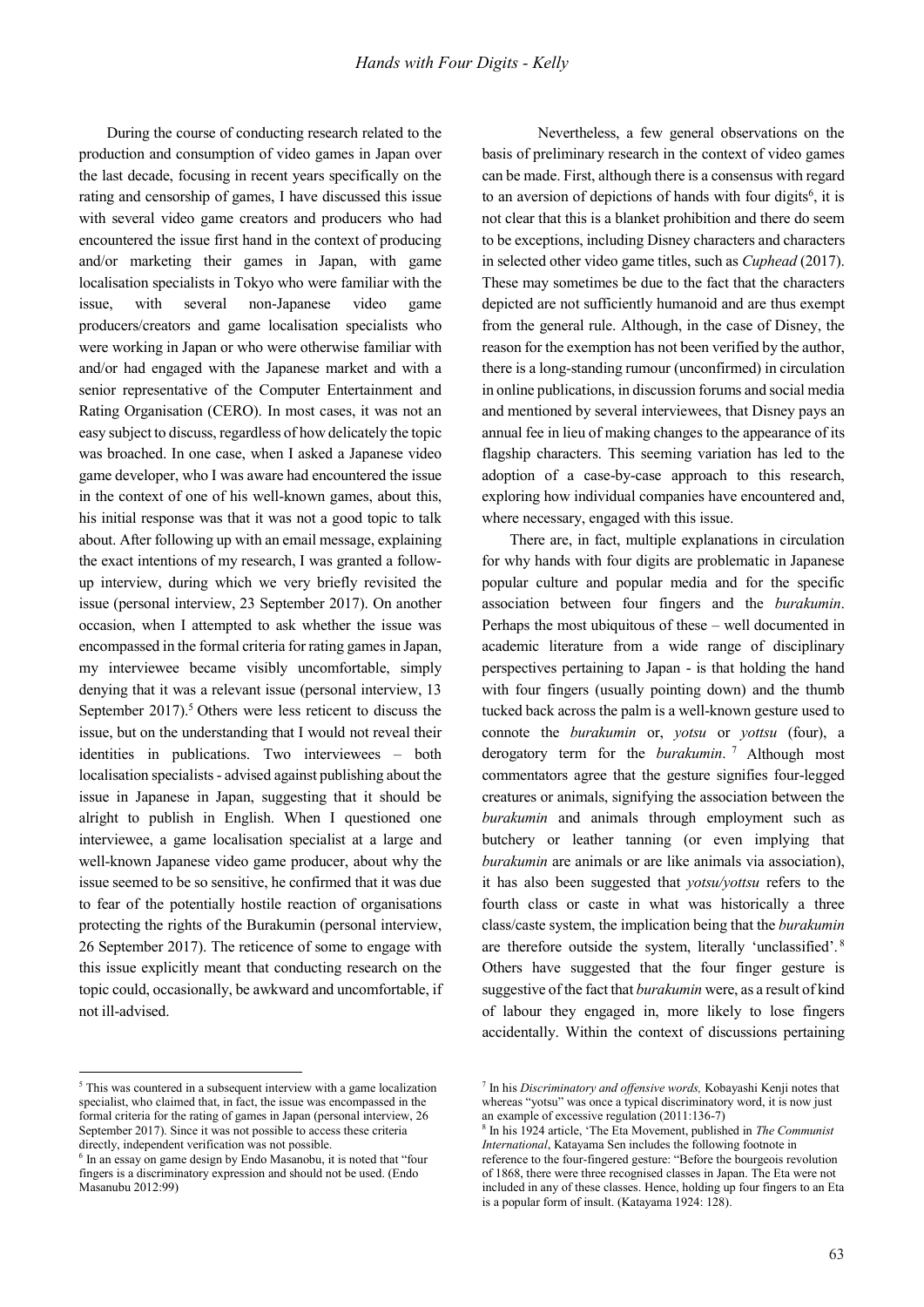During the course of conducting research related to the production and consumption of video games in Japan over the last decade, focusing in recent years specifically on the rating and censorship of games, I have discussed this issue with several video game creators and producers who had encountered the issue first hand in the context of producing and/or marketing their games in Japan, with game localisation specialists in Tokyo who were familiar with the issue, with several non-Japanese video game producers/creators and game localisation specialists who were working in Japan or who were otherwise familiar with and/or had engaged with the Japanese market and with a senior representative of the Computer Entertainment and Rating Organisation (CERO). In most cases, it was not an easy subject to discuss, regardless of how delicately the topic was broached. In one case, when I asked a Japanese video game developer, who I was aware had encountered the issue in the context of one of his well-known games, about this, his initial response was that it was not a good topic to talk about. After following up with an email message, explaining the exact intentions of my research, I was granted a follow-up interview, during which we very briefly revisited the issue (personal interview, 23 September 2017). On another occasion, when I attempted to ask whether the issue was encompassed in the formal criteria for rating games in Japan, my interviewee became visibly uncomfortable, simply denying that it was a relevant issue (personal interview, 13 September 2017).[5] Others were less reticent to discuss the issue, but on the understanding that I would not reveal their identities in publications. Two interviewees – both localisation specialists - advised against publishing about the issue in Japanese in Japan, suggesting that it should be alright to publish in English. When I questioned one interviewee, a game localisation specialist at a large and well-known Japanese video game producer, about why the issue seemed to be so sensitive, he confirmed that it was due to fear of the potentially hostile reaction of organisations protecting the rights of the Burakumin (personal interview, 26 September 2017). The reticence of some to engage with this issue explicitly meant that conducting research on the topic could, occasionally, be awkward and uncomfortable, if not ill-advised.

Nevertheless, a few general observations on the basis of preliminary research in the context of video games can be made. First, although there is a consensus with regard to an aversion of depictions of hands with four digits[6], it is not clear that this is a blanket prohibition and there do seem to be exceptions, including Disney characters and characters in selected other video game titles, such as *Cuphead* (2017). These may sometimes be due to the fact that the characters depicted are not sufficiently humanoid and are thus exempt from the general rule. Although, in the case of Disney, the reason for the exemption has not been verified by the author, there is a long-standing rumour (unconfirmed) in circulation in online publications, in discussion forums and social media and mentioned by several interviewees, that Disney pays an annual fee in lieu of making changes to the appearance of its flagship characters. This seeming variation has led to the adoption of a case-by-case approach to this research, exploring how individual companies have encountered and, where necessary, engaged with this issue.

There are, in fact, multiple explanations in circulation for why hands with four digits are problematic in Japanese popular culture and popular media and for the specific association between four fingers and the *burakumin*. Perhaps the most ubiquitous of these – well documented in academic literature from a wide range of disciplinary perspectives pertaining to Japan - is that holding the hand with four fingers (usually pointing down) and the thumb tucked back across the palm is a well-known gesture used to connote the *burakumin* or, *yotsu* or *yottsu* (four), a derogatory term for the *burakumin*.[7] Although most commentators agree that the gesture signifies four-legged creatures or animals, signifying the association between the *burakumin* and animals through employment such as butchery or leather tanning (or even implying that *burakumin* are animals or are like animals via association), it has also been suggested that *yotsu/yottsu* refers to the fourth class or caste in what was historically a three class/caste system, the implication being that the *burakumin* are therefore outside the system, literally 'unclassified'.[8] Others have suggested that the four finger gesture is suggestive of the fact that *burakumin* were, as a result of kind of labour they engaged in, more likely to lose fingers accidentally. Within the context of discussions pertaining

---

[5] This was countered in a subsequent interview with a game localization specialist, who claimed that, in fact, the issue was encompassed in the formal criteria for the rating of games in Japan (personal interview, 26 September 2017). Since it was not possible to access these criteria directly, independent verification was not possible.

[6] In an essay on game design by Endo Masanobu, it is noted that "four fingers is a discriminatory expression and should not be used. (Endo Masanubu 2012:99)

[7] In his *Discriminatory and offensive words,* Kobayashi Kenji notes that whereas "yotsu" was once a typical discriminatory word, it is now just an example of excessive regulation (2011:136-7)

[8] In his 1924 article, 'The Eta Movement, published in *The Communist International*, Katayama Sen includes the following footnote in reference to the four-fingered gesture: "Before the bourgeois revolution of 1868, there were three recognised classes in Japan. The Eta were not included in any of these classes. Hence, holding up four fingers to an Eta is a popular form of insult. (Katayama 1924: 128).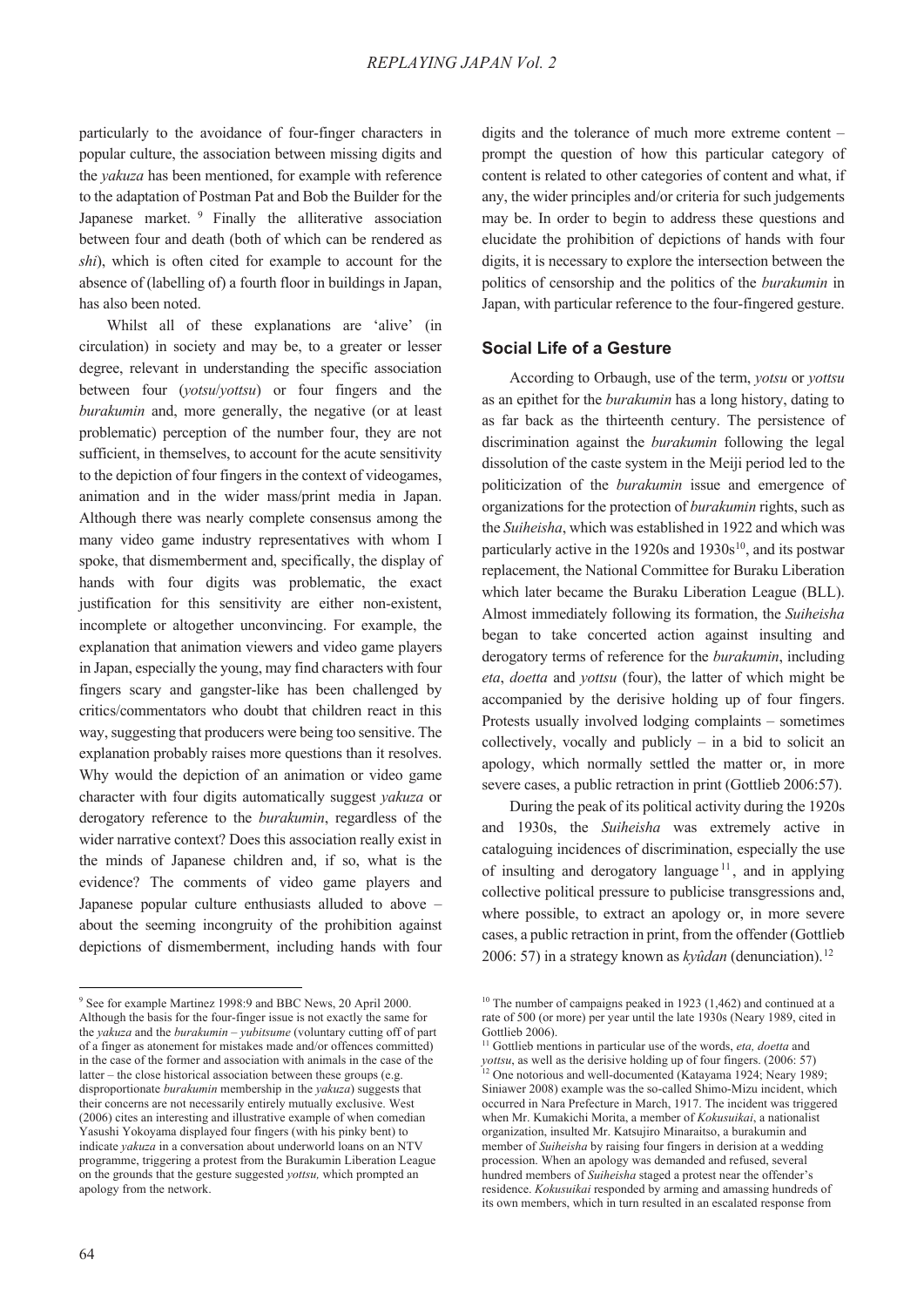particularly to the avoidance of four-finger characters in popular culture, the association between missing digits and the *yakuza* has been mentioned, for example with reference to the adaptation of Postman Pat and Bob the Builder for the Japanese market.[9] Finally the alliterative association between four and death (both of which can be rendered as *shi*), which is often cited for example to account for the absence of (labelling of) a fourth floor in buildings in Japan, has also been noted.

Whilst all of these explanations are 'alive' (in circulation) in society and may be, to a greater or lesser degree, relevant in understanding the specific association between four (*yotsu*/*yottsu*) or four fingers and the *burakumin* and, more generally, the negative (or at least problematic) perception of the number four, they are not sufficient, in themselves, to account for the acute sensitivity to the depiction of four fingers in the context of videogames, animation and in the wider mass/print media in Japan. Although there was nearly complete consensus among the many video game industry representatives with whom I spoke, that dismemberment and, specifically, the display of hands with four digits was problematic, the exact justification for this sensitivity are either non-existent, incomplete or altogether unconvincing. For example, the explanation that animation viewers and video game players in Japan, especially the young, may find characters with four fingers scary and gangster-like has been challenged by critics/commentators who doubt that children react in this way, suggesting that producers were being too sensitive. The explanation probably raises more questions than it resolves. Why would the depiction of an animation or video game character with four digits automatically suggest *yakuza* or derogatory reference to the *burakumin*, regardless of the wider narrative context? Does this association really exist in the minds of Japanese children and, if so, what is the evidence? The comments of video game players and Japanese popular culture enthusiasts alluded to above – about the seeming incongruity of the prohibition against depictions of dismemberment, including hands with four digits and the tolerance of much more extreme content – prompt the question of how this particular category of content is related to other categories of content and what, if any, the wider principles and/or criteria for such judgements may be. In order to begin to address these questions and elucidate the prohibition of depictions of hands with four digits, it is necessary to explore the intersection between the politics of censorship and the politics of the *burakumin* in Japan, with particular reference to the four-fingered gesture.

## Social Life of a Gesture

According to Orbaugh, use of the term, *yotsu* or *yottsu* as an epithet for the *burakumin* has a long history, dating to as far back as the thirteenth century. The persistence of discrimination against the *burakumin* following the legal dissolution of the caste system in the Meiji period led to the politicization of the *burakumin* issue and emergence of organizations for the protection of *burakumin* rights, such as the *Suiheisha*, which was established in 1922 and which was particularly active in the 1920s and 1930s[10], and its postwar replacement, the National Committee for Buraku Liberation which later became the Buraku Liberation League (BLL). Almost immediately following its formation, the *Suiheisha* began to take concerted action against insulting and derogatory terms of reference for the *burakumin*, including *eta*, *doetta* and *yottsu* (four), the latter of which might be accompanied by the derisive holding up of four fingers. Protests usually involved lodging complaints – sometimes collectively, vocally and publicly – in a bid to solicit an apology, which normally settled the matter or, in more severe cases, a public retraction in print (Gottlieb 2006:57).

During the peak of its political activity during the 1920s and 1930s, the *Suiheisha* was extremely active in cataloguing incidences of discrimination, especially the use of insulting and derogatory language[11], and in applying collective political pressure to publicise transgressions and, where possible, to extract an apology or, in more severe cases, a public retraction in print, from the offender (Gottlieb 2006: 57) in a strategy known as *kyûdan* (denunciation).[12]

---

[9] See for example Martinez 1998:9 and BBC News, 20 April 2000. Although the basis for the four-finger issue is not exactly the same for the *yakuza* and the *burakumin* – *yubitsume* (voluntary cutting off of part of a finger as atonement for mistakes made and/or offences committed) in the case of the former and association with animals in the case of the latter – the close historical association between these groups (e.g. disproportionate *burakumin* membership in the *yakuza*) suggests that their concerns are not necessarily entirely mutually exclusive. West (2006) cites an interesting and illustrative example of when comedian Yasushi Yokoyama displayed four fingers (with his pinky bent) to indicate *yakuza* in a conversation about underworld loans on an NTV programme, triggering a protest from the Burakumin Liberation League on the grounds that the gesture suggested *yottsu,* which prompted an apology from the network.

[10] The number of campaigns peaked in 1923 (1,462) and continued at a rate of 500 (or more) per year until the late 1930s (Neary 1989, cited in Gottlieb 2006).

[11] Gottlieb mentions in particular use of the words, *eta, doetta* and *yottsu*, as well as the derisive holding up of four fingers. (2006: 57)

[12] One notorious and well-documented (Katayama 1924; Neary 1989; Siniawer 2008) example was the so-called Shimo-Mizu incident, which occurred in Nara Prefecture in March, 1917. The incident was triggered when Mr. Kumakichi Morita, a member of *Kokusuikai*, a nationalist organization, insulted Mr. Katsujiro Minaraitso, a burakumin and member of *Suiheisha* by raising four fingers in derision at a wedding procession. When an apology was demanded and refused, several hundred members of *Suiheisha* staged a protest near the offender's residence. *Kokusuikai* responded by arming and amassing hundreds of its own members, which in turn resulted in an escalated response from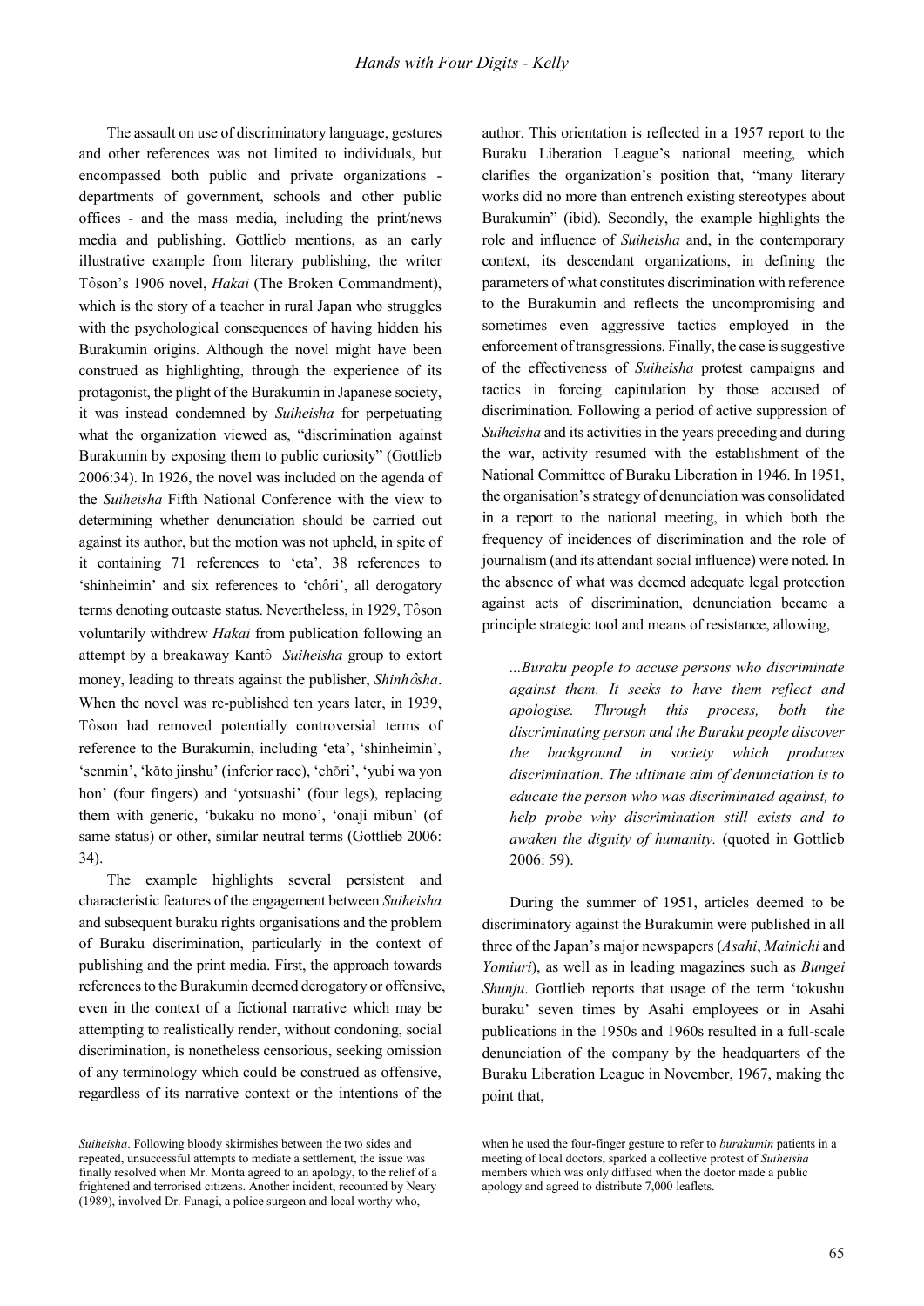The assault on use of discriminatory language, gestures and other references was not limited to individuals, but encompassed both public and private organizations - departments of government, schools and other public offices - and the mass media, including the print/news media and publishing. Gottlieb mentions, as an early illustrative example from literary publishing, the writer Tôson's 1906 novel, *Hakai* (The Broken Commandment), which is the story of a teacher in rural Japan who struggles with the psychological consequences of having hidden his Burakumin origins. Although the novel might have been construed as highlighting, through the experience of its protagonist, the plight of the Burakumin in Japanese society, it was instead condemned by *Suiheisha* for perpetuating what the organization viewed as, "discrimination against Burakumin by exposing them to public curiosity" (Gottlieb 2006:34). In 1926, the novel was included on the agenda of the *Suiheisha* Fifth National Conference with the view to determining whether denunciation should be carried out against its author, but the motion was not upheld, in spite of it containing 71 references to 'eta', 38 references to 'shinheimin' and six references to 'chôri', all derogatory terms denoting outcaste status. Nevertheless, in 1929, Tôson voluntarily withdrew *Hakai* from publication following an attempt by a breakaway Kantô *Suiheisha* group to extort money, leading to threats against the publisher, *Shinhôsha*. When the novel was re-published ten years later, in 1939, Tôson had removed potentially controversial terms of reference to the Burakumin, including 'eta', 'shinheimin', 'senmin', 'kōto jinshu' (inferior race), 'chōri', 'yubi wa yon hon' (four fingers) and 'yotsuashi' (four legs), replacing them with generic, 'bukaku no mono', 'onaji mibun' (of same status) or other, similar neutral terms (Gottlieb 2006: 34).

The example highlights several persistent and characteristic features of the engagement between *Suiheisha* and subsequent buraku rights organisations and the problem of Buraku discrimination, particularly in the context of publishing and the print media. First, the approach towards references to the Burakumin deemed derogatory or offensive, even in the context of a fictional narrative which may be attempting to realistically render, without condoning, social discrimination, is nonetheless censorious, seeking omission of any terminology which could be construed as offensive, regardless of its narrative context or the intentions of the author. This orientation is reflected in a 1957 report to the Buraku Liberation League's national meeting, which clarifies the organization's position that, "many literary works did no more than entrench existing stereotypes about Burakumin" (ibid). Secondly, the example highlights the role and influence of *Suiheisha* and, in the contemporary context, its descendant organizations, in defining the parameters of what constitutes discrimination with reference to the Burakumin and reflects the uncompromising and sometimes even aggressive tactics employed in the enforcement of transgressions. Finally, the case is suggestive of the effectiveness of *Suiheisha* protest campaigns and tactics in forcing capitulation by those accused of discrimination. Following a period of active suppression of *Suiheisha* and its activities in the years preceding and during the war, activity resumed with the establishment of the National Committee of Buraku Liberation in 1946. In 1951, the organisation's strategy of denunciation was consolidated in a report to the national meeting, in which both the frequency of incidences of discrimination and the role of journalism (and its attendant social influence) were noted. In the absence of what was deemed adequate legal protection against acts of discrimination, denunciation became a principle strategic tool and means of resistance, allowing,

> *...Buraku people to accuse persons who discriminate against them. It seeks to have them reflect and apologise. Through this process, both the discriminating person and the Buraku people discover the background in society which produces discrimination. The ultimate aim of denunciation is to educate the person who was discriminated against, to help probe why discrimination still exists and to awaken the dignity of humanity.* (quoted in Gottlieb 2006: 59).

During the summer of 1951, articles deemed to be discriminatory against the Burakumin were published in all three of the Japan's major newspapers (*Asahi*, *Mainichi* and *Yomiuri*), as well as in leading magazines such as *Bungei Shunju*. Gottlieb reports that usage of the term 'tokushu buraku' seven times by Asahi employees or in Asahi publications in the 1950s and 1960s resulted in a full-scale denunciation of the company by the headquarters of the Buraku Liberation League in November, 1967, making the point that,

---

*Suiheisha*. Following bloody skirmishes between the two sides and repeated, unsuccessful attempts to mediate a settlement, the issue was finally resolved when Mr. Morita agreed to an apology, to the relief of a frightened and terrorised citizens. Another incident, recounted by Neary (1989), involved Dr. Funagi, a police surgeon and local worthy who, when he used the four-finger gesture to refer to *burakumin* patients in a meeting of local doctors, sparked a collective protest of *Suiheisha* members which was only diffused when the doctor made a public apology and agreed to distribute 7,000 leaflets.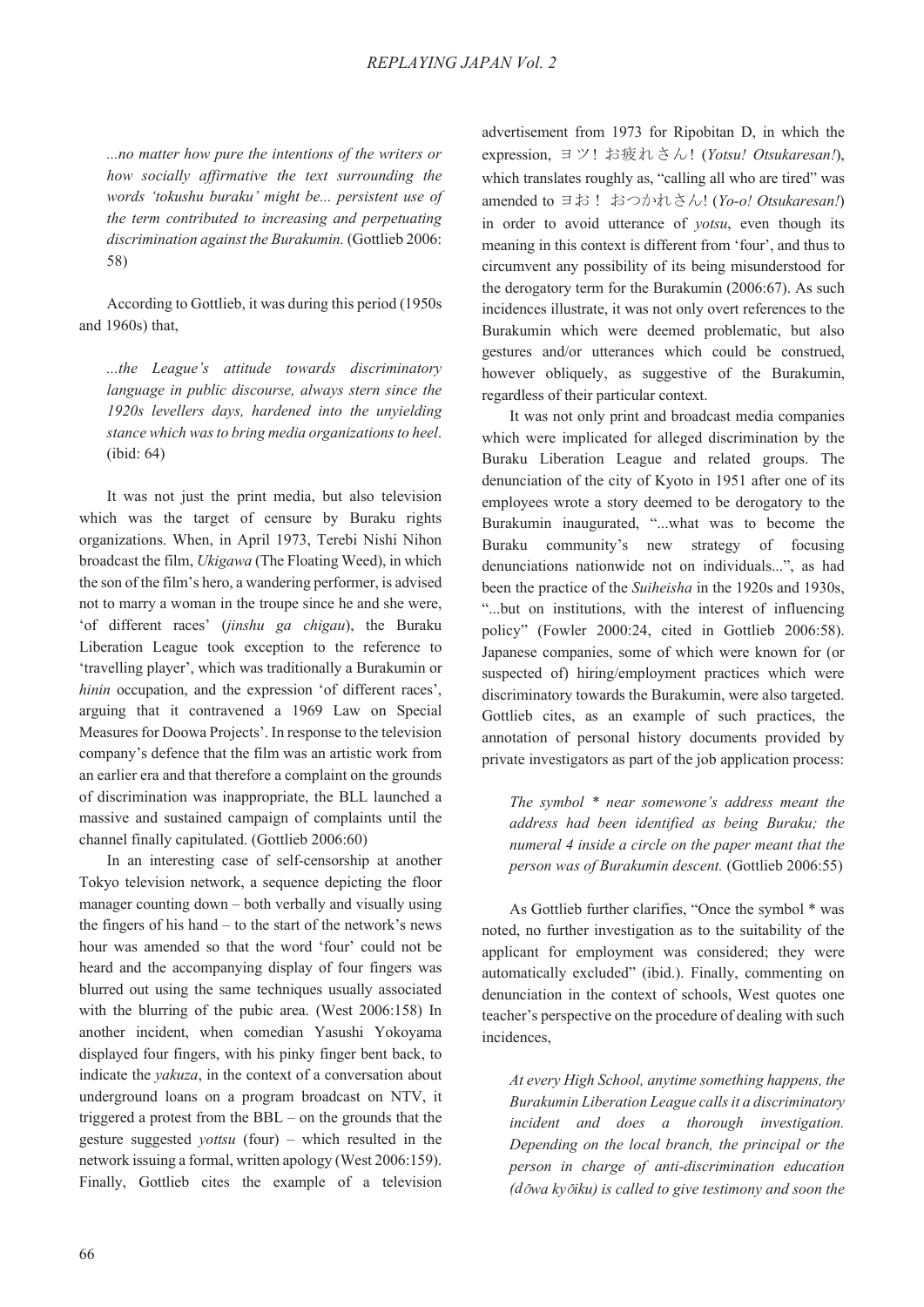*...no matter how pure the intentions of the writers or how socially affirmative the text surrounding the words 'tokushu buraku' might be... persistent use of the term contributed to increasing and perpetuating discrimination against the Burakumin.* (Gottlieb 2006: 58)

According to Gottlieb, it was during this period (1950s and 1960s) that,

*...the League's attitude towards discriminatory language in public discourse, always stern since the 1920s levellers days, hardened into the unyielding stance which was to bring media organizations to heel.* (ibid: 64)

It was not just the print media, but also television which was the target of censure by Buraku rights organizations. When, in April 1973, Terebi Nishi Nihon broadcast the film, *Ukigawa* (The Floating Weed), in which the son of the film's hero, a wandering performer, is advised not to marry a woman in the troupe since he and she were, 'of different races' (*jinshu ga chigau*), the Buraku Liberation League took exception to the reference to 'travelling player', which was traditionally a Burakumin or *hinin* occupation, and the expression 'of different races', arguing that it contravened a 1969 Law on Special Measures for Doowa Projects'. In response to the television company's defence that the film was an artistic work from an earlier era and that therefore a complaint on the grounds of discrimination was inappropriate, the BLL launched a massive and sustained campaign of complaints until the channel finally capitulated. (Gottlieb 2006:60)

In an interesting case of self-censorship at another Tokyo television network, a sequence depicting the floor manager counting down – both verbally and visually using the fingers of his hand – to the start of the network's news hour was amended so that the word 'four' could not be heard and the accompanying display of four fingers was blurred out using the same techniques usually associated with the blurring of the pubic area. (West 2006:158) In another incident, when comedian Yasushi Yokoyama displayed four fingers, with his pinky finger bent back, to indicate the *yakuza*, in the context of a conversation about underground loans on a program broadcast on NTV, it triggered a protest from the BBL – on the grounds that the gesture suggested *yottsu* (four) – which resulted in the network issuing a formal, written apology (West 2006:159). Finally, Gottlieb cites the example of a television advertisement from 1973 for Ripobitan D, in which the expression, ヨツ！お疲れさん！ (*Yotsu! Otsukaresan!*), which translates roughly as, "calling all who are tired" was amended to ヨお！ おつかれさん！ (*Yo-o! Otsukaresan!*) in order to avoid utterance of *yotsu*, even though its meaning in this context is different from 'four', and thus to circumvent any possibility of its being misunderstood for the derogatory term for the Burakumin (2006:67). As such incidences illustrate, it was not only overt references to the Burakumin which were deemed problematic, but also gestures and/or utterances which could be construed, however obliquely, as suggestive of the Burakumin, regardless of their particular context.

It was not only print and broadcast media companies which were implicated for alleged discrimination by the Buraku Liberation League and related groups. The denunciation of the city of Kyoto in 1951 after one of its employees wrote a story deemed to be derogatory to the Burakumin inaugurated, "...what was to become the Buraku community's new strategy of focusing denunciations nationwide not on individuals...", as had been the practice of the *Suiheisha* in the 1920s and 1930s, "...but on institutions, with the interest of influencing policy" (Fowler 2000:24, cited in Gottlieb 2006:58). Japanese companies, some of which were known for (or suspected of) hiring/employment practices which were discriminatory towards the Burakumin, were also targeted. Gottlieb cites, as an example of such practices, the annotation of personal history documents provided by private investigators as part of the job application process:

*The symbol * near somewone's address meant the address had been identified as being Buraku; the numeral 4 inside a circle on the paper meant that the person was of Burakumin descent.* (Gottlieb 2006:55)

As Gottlieb further clarifies, "Once the symbol * was noted, no further investigation as to the suitability of the applicant for employment was considered; they were automatically excluded" (ibid.). Finally, commenting on denunciation in the context of schools, West quotes one teacher's perspective on the procedure of dealing with such incidences,

*At every High School, anytime something happens, the Burakumin Liberation League calls it a discriminatory incident and does a thorough investigation. Depending on the local branch, the principal or the person in charge of anti-discrimination education (dōwa kyōiku) is called to give testimony and soon the*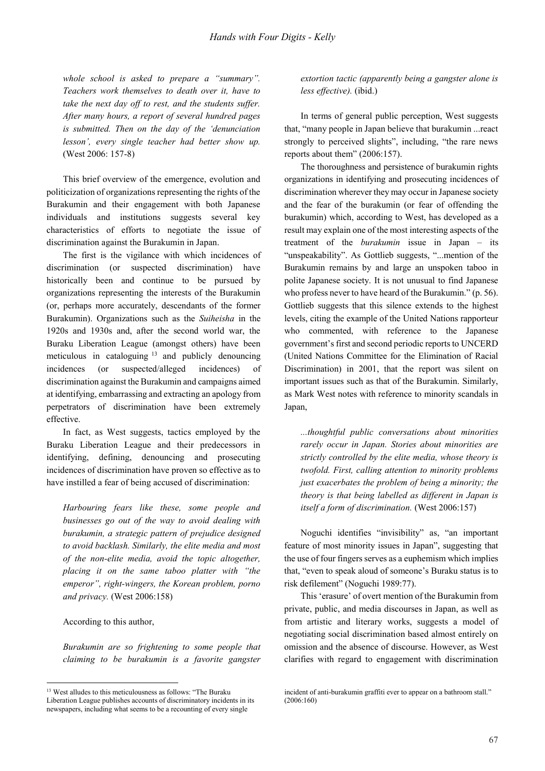*whole school is asked to prepare a "summary". Teachers work themselves to death over it, have to take the next day off to rest, and the students suffer. After many hours, a report of several hundred pages is submitted. Then on the day of the 'denunciation lesson', every single teacher had better show up.* (West 2006: 157-8)

This brief overview of the emergence, evolution and politicization of organizations representing the rights of the Burakumin and their engagement with both Japanese individuals and institutions suggests several key characteristics of efforts to negotiate the issue of discrimination against the Burakumin in Japan.

The first is the vigilance with which incidences of discrimination (or suspected discrimination) have historically been and continue to be pursued by organizations representing the interests of the Burakumin (or, perhaps more accurately, descendants of the former Burakumin). Organizations such as the *Suiheisha* in the 1920s and 1930s and, after the second world war, the Buraku Liberation League (amongst others) have been meticulous in cataloguing [13] and publicly denouncing incidences (or suspected/alleged incidences) of discrimination against the Burakumin and campaigns aimed at identifying, embarrassing and extracting an apology from perpetrators of discrimination have been extremely effective.

In fact, as West suggests, tactics employed by the Buraku Liberation League and their predecessors in identifying, defining, denouncing and prosecuting incidences of discrimination have proven so effective as to have instilled a fear of being accused of discrimination:

*Harbouring fears like these, some people and businesses go out of the way to avoid dealing with burakumin, a strategic pattern of prejudice designed to avoid backlash. Similarly, the elite media and most of the non-elite media, avoid the topic altogether, placing it on the same taboo platter with "the emperor", right-wingers, the Korean problem, porno and privacy.* (West 2006:158)

According to this author,

*Burakumin are so frightening to some people that claiming to be burakumin is a favorite gangster extortion tactic (apparently being a gangster alone is less effective).* (ibid.)

In terms of general public perception, West suggests that, "many people in Japan believe that burakumin ...react strongly to perceived slights", including, "the rare news reports about them" (2006:157).

The thoroughness and persistence of burakumin rights organizations in identifying and prosecuting incidences of discrimination wherever they may occur in Japanese society and the fear of the burakumin (or fear of offending the burakumin) which, according to West, has developed as a result may explain one of the most interesting aspects of the treatment of the *burakumin* issue in Japan – its "unspeakability". As Gottlieb suggests, "...mention of the Burakumin remains by and large an unspoken taboo in polite Japanese society. It is not unusual to find Japanese who profess never to have heard of the Burakumin." (p. 56). Gottlieb suggests that this silence extends to the highest levels, citing the example of the United Nations rapporteur who commented, with reference to the Japanese government's first and second periodic reports to UNCERD (United Nations Committee for the Elimination of Racial Discrimination) in 2001, that the report was silent on important issues such as that of the Burakumin. Similarly, as Mark West notes with reference to minority scandals in Japan,

*...thoughtful public conversations about minorities rarely occur in Japan. Stories about minorities are strictly controlled by the elite media, whose theory is twofold. First, calling attention to minority problems just exacerbates the problem of being a minority; the theory is that being labelled as different in Japan is itself a form of discrimination.* (West 2006:157)

Noguchi identifies "invisibility" as, "an important feature of most minority issues in Japan", suggesting that the use of four fingers serves as a euphemism which implies that, "even to speak aloud of someone's Buraku status is to risk defilement" (Noguchi 1989:77).

This 'erasure' of overt mention of the Burakumin from private, public, and media discourses in Japan, as well as from artistic and literary works, suggests a model of negotiating social discrimination based almost entirely on omission and the absence of discourse. However, as West clarifies with regard to engagement with discrimination

---

[13] West alludes to this meticulousness as follows: "The Buraku Liberation League publishes accounts of discriminatory incidents in its newspapers, including what seems to be a recounting of every single incident of anti-burakumin graffiti ever to appear on a bathroom stall." (2006:160)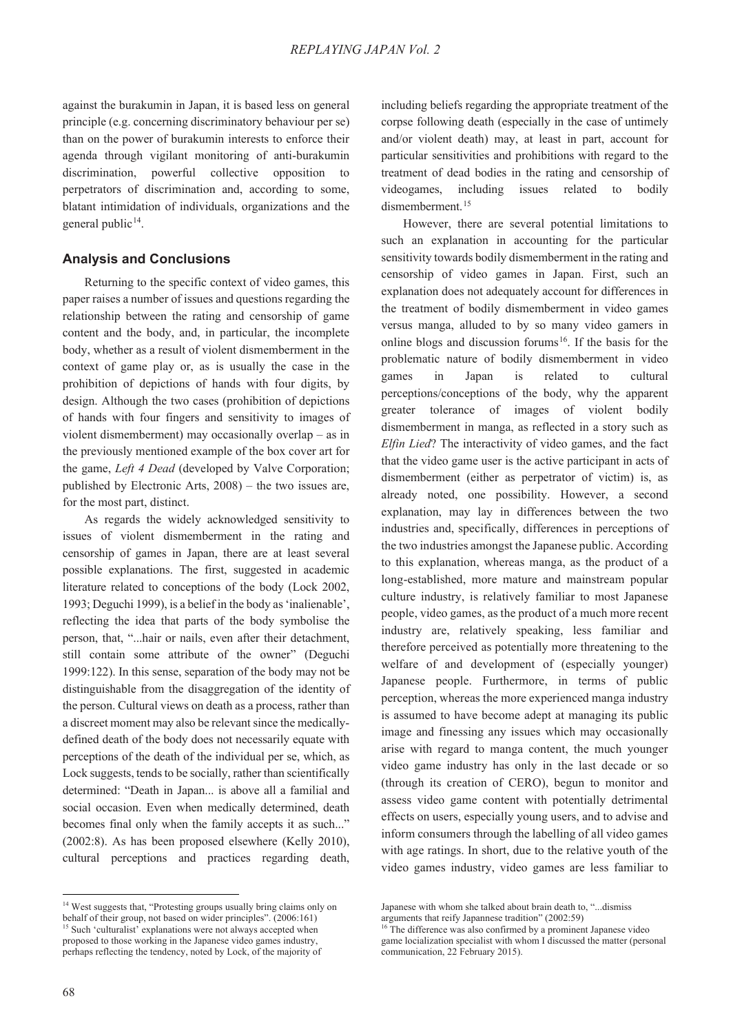against the burakumin in Japan, it is based less on general principle (e.g. concerning discriminatory behaviour per se) than on the power of burakumin interests to enforce their agenda through vigilant monitoring of anti-burakumin discrimination, powerful collective opposition to perpetrators of discrimination and, according to some, blatant intimidation of individuals, organizations and the general public[14].

## Analysis and Conclusions

Returning to the specific context of video games, this paper raises a number of issues and questions regarding the relationship between the rating and censorship of game content and the body, and, in particular, the incomplete body, whether as a result of violent dismemberment in the context of game play or, as is usually the case in the prohibition of depictions of hands with four digits, by design. Although the two cases (prohibition of depictions of hands with four fingers and sensitivity to images of violent dismemberment) may occasionally overlap – as in the previously mentioned example of the box cover art for the game, *Left 4 Dead* (developed by Valve Corporation; published by Electronic Arts, 2008) – the two issues are, for the most part, distinct.

As regards the widely acknowledged sensitivity to issues of violent dismemberment in the rating and censorship of games in Japan, there are at least several possible explanations. The first, suggested in academic literature related to conceptions of the body (Lock 2002, 1993; Deguchi 1999), is a belief in the body as 'inalienable', reflecting the idea that parts of the body symbolise the person, that, "...hair or nails, even after their detachment, still contain some attribute of the owner" (Deguchi 1999:122). In this sense, separation of the body may not be distinguishable from the disaggregation of the identity of the person. Cultural views on death as a process, rather than a discreet moment may also be relevant since the medically-defined death of the body does not necessarily equate with perceptions of the death of the individual per se, which, as Lock suggests, tends to be socially, rather than scientifically determined: "Death in Japan... is above all a familial and social occasion. Even when medically determined, death becomes final only when the family accepts it as such..." (2002:8). As has been proposed elsewhere (Kelly 2010), cultural perceptions and practices regarding death, including beliefs regarding the appropriate treatment of the corpse following death (especially in the case of untimely and/or violent death) may, at least in part, account for particular sensitivities and prohibitions with regard to the treatment of dead bodies in the rating and censorship of videogames, including issues related to bodily dismemberment.[15]

However, there are several potential limitations to such an explanation in accounting for the particular sensitivity towards bodily dismemberment in the rating and censorship of video games in Japan. First, such an explanation does not adequately account for differences in the treatment of bodily dismemberment in video games versus manga, alluded to by so many video gamers in online blogs and discussion forums[16]. If the basis for the problematic nature of bodily dismemberment in video games in Japan is related to cultural perceptions/conceptions of the body, why the apparent greater tolerance of images of violent bodily dismemberment in manga, as reflected in a story such as *Elfin Lied*? The interactivity of video games, and the fact that the video game user is the active participant in acts of dismemberment (either as perpetrator of victim) is, as already noted, one possibility. However, a second explanation, may lay in differences between the two industries and, specifically, differences in perceptions of the two industries amongst the Japanese public. According to this explanation, whereas manga, as the product of a long-established, more mature and mainstream popular culture industry, is relatively familiar to most Japanese people, video games, as the product of a much more recent industry are, relatively speaking, less familiar and therefore perceived as potentially more threatening to the welfare of and development of (especially younger) Japanese people. Furthermore, in terms of public perception, whereas the more experienced manga industry is assumed to have become adept at managing its public image and finessing any issues which may occasionally arise with regard to manga content, the much younger video game industry has only in the last decade or so (through its creation of CERO), begun to monitor and assess video game content with potentially detrimental effects on users, especially young users, and to advise and inform consumers through the labelling of all video games with age ratings. In short, due to the relative youth of the video games industry, video games are less familiar to

---

[14] West suggests that, "Protesting groups usually bring claims only on behalf of their group, not based on wider principles". (2006:161)

[15] Such 'culturalist' explanations were not always accepted when proposed to those working in the Japanese video games industry, perhaps reflecting the tendency, noted by Lock, of the majority of Japanese with whom she talked about brain death to, "...dismiss arguments that reify Japannese tradition" (2002:59)

[16] The difference was also confirmed by a prominent Japanese video game localization specialist with whom I discussed the matter (personal communication, 22 February 2015).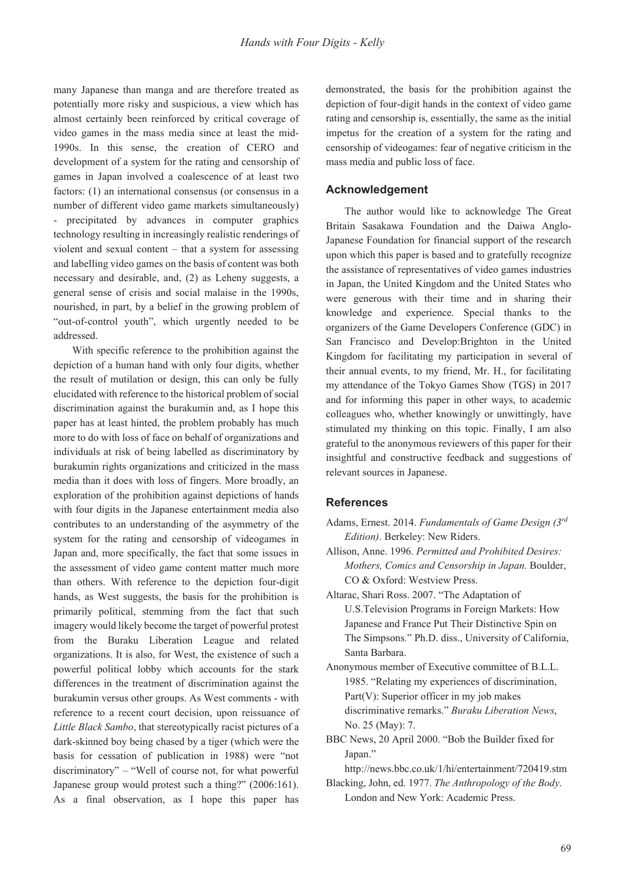many Japanese than manga and are therefore treated as potentially more risky and suspicious, a view which has almost certainly been reinforced by critical coverage of video games in the mass media since at least the mid-1990s. In this sense, the creation of CERO and development of a system for the rating and censorship of games in Japan involved a coalescence of at least two factors: (1) an international consensus (or consensus in a number of different video game markets simultaneously) - precipitated by advances in computer graphics technology resulting in increasingly realistic renderings of violent and sexual content – that a system for assessing and labelling video games on the basis of content was both necessary and desirable, and, (2) as Leheny suggests, a general sense of crisis and social malaise in the 1990s, nourished, in part, by a belief in the growing problem of "out-of-control youth", which urgently needed to be addressed.

With specific reference to the prohibition against the depiction of a human hand with only four digits, whether the result of mutilation or design, this can only be fully elucidated with reference to the historical problem of social discrimination against the burakumin and, as I hope this paper has at least hinted, the problem probably has much more to do with loss of face on behalf of organizations and individuals at risk of being labelled as discriminatory by burakumin rights organizations and criticized in the mass media than it does with loss of fingers. More broadly, an exploration of the prohibition against depictions of hands with four digits in the Japanese entertainment media also contributes to an understanding of the asymmetry of the system for the rating and censorship of videogames in Japan and, more specifically, the fact that some issues in the assessment of video game content matter much more than others. With reference to the depiction four-digit hands, as West suggests, the basis for the prohibition is primarily political, stemming from the fact that such imagery would likely become the target of powerful protest from the Buraku Liberation League and related organizations. It is also, for West, the existence of such a powerful political lobby which accounts for the stark differences in the treatment of discrimination against the burakumin versus other groups. As West comments - with reference to a recent court decision, upon reissuance of *Little Black Sambo*, that stereotypically racist pictures of a dark-skinned boy being chased by a tiger (which were the basis for cessation of publication in 1988) were "not discriminatory" – "Well of course not, for what powerful Japanese group would protest such a thing?" (2006:161). As a final observation, as I hope this paper has demonstrated, the basis for the prohibition against the depiction of four-digit hands in the context of video game rating and censorship is, essentially, the same as the initial impetus for the creation of a system for the rating and censorship of videogames: fear of negative criticism in the mass media and public loss of face.

## Acknowledgement

The author would like to acknowledge The Great Britain Sasakawa Foundation and the Daiwa Anglo-Japanese Foundation for financial support of the research upon which this paper is based and to gratefully recognize the assistance of representatives of video games industries in Japan, the United Kingdom and the United States who were generous with their time and in sharing their knowledge and experience. Special thanks to the organizers of the Game Developers Conference (GDC) in San Francisco and Develop:Brighton in the United Kingdom for facilitating my participation in several of their annual events, to my friend, Mr. H., for facilitating my attendance of the Tokyo Games Show (TGS) in 2017 and for informing this paper in other ways, to academic colleagues who, whether knowingly or unwittingly, have stimulated my thinking on this topic. Finally, I am also grateful to the anonymous reviewers of this paper for their insightful and constructive feedback and suggestions of relevant sources in Japanese.

## References

Adams, Ernest. 2014. *Fundamentals of Game Design (3rd Edition)*. Berkeley: New Riders.

Allison, Anne. 1996. *Permitted and Prohibited Desires: Mothers, Comics and Censorship in Japan*. Boulder, CO & Oxford: Westview Press.

Altarac, Shari Ross. 2007. "The Adaptation of U.S.Television Programs in Foreign Markets: How Japanese and France Put Their Distinctive Spin on The Simpsons." Ph.D. diss., University of California, Santa Barbara.

Anonymous member of Executive committee of B.L.L. 1985. "Relating my experiences of discrimination, Part(V): Superior officer in my job makes discriminative remarks." *Buraku Liberation News*, No. 25 (May): 7.

BBC News, 20 April 2000. "Bob the Builder fixed for Japan." http://news.bbc.co.uk/1/hi/entertainment/720419.stm

Blacking, John, ed. 1977. *The Anthropology of the Body*. London and New York: Academic Press.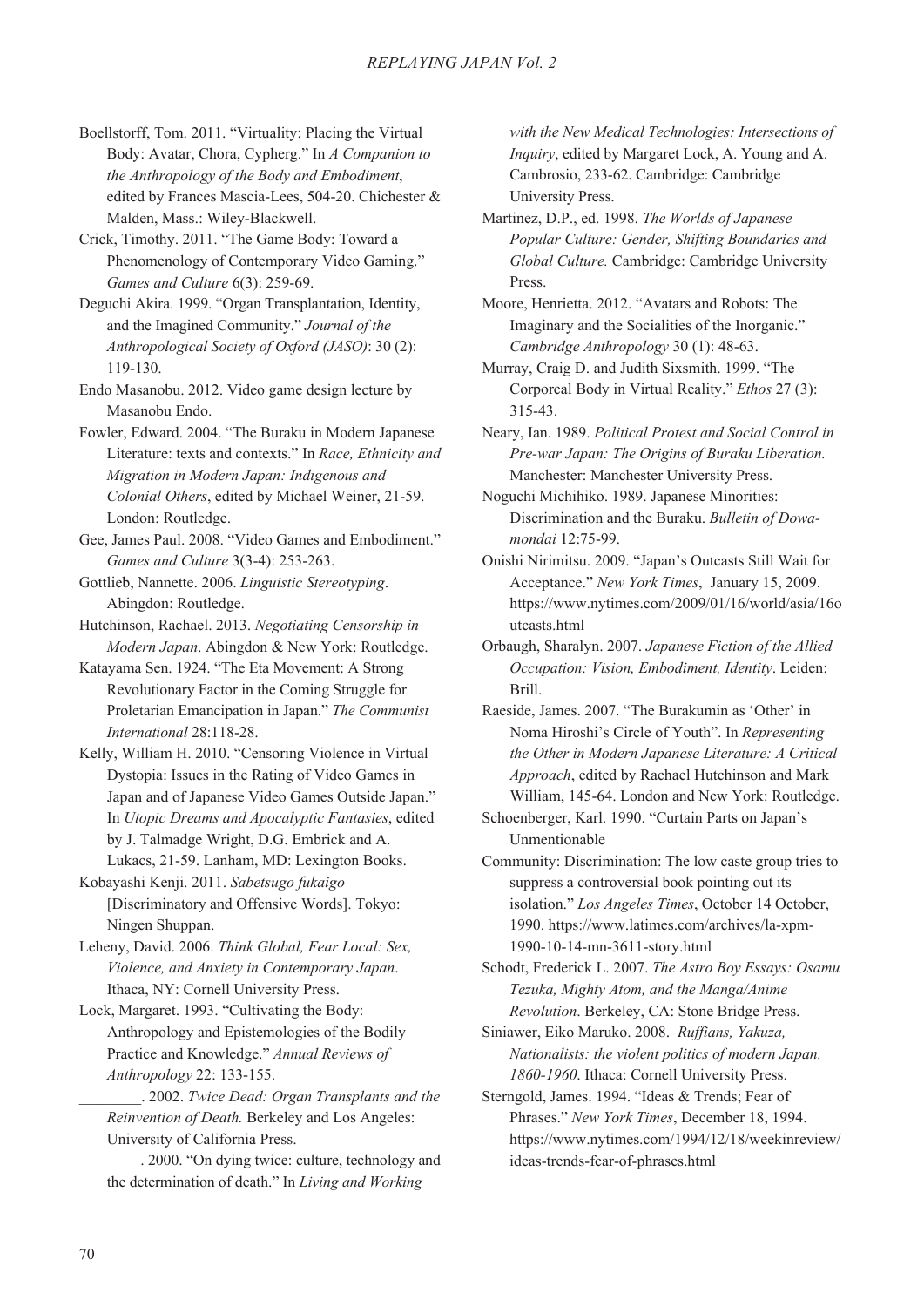Boellstorff, Tom. 2011. "Virtuality: Placing the Virtual Body: Avatar, Chora, Cypherg." In *A Companion to the Anthropology of the Body and Embodiment*, edited by Frances Mascia-Lees, 504-20. Chichester & Malden, Mass.: Wiley-Blackwell.

Crick, Timothy. 2011. "The Game Body: Toward a Phenomenology of Contemporary Video Gaming." *Games and Culture* 6(3): 259-69.

Deguchi Akira. 1999. "Organ Transplantation, Identity, and the Imagined Community." *Journal of the Anthropological Society of Oxford (JASO)*: 30 (2): 119-130.

Endo Masanobu. 2012. Video game design lecture by Masanobu Endo.

Fowler, Edward. 2004. "The Buraku in Modern Japanese Literature: texts and contexts." In *Race, Ethnicity and Migration in Modern Japan: Indigenous and Colonial Others*, edited by Michael Weiner, 21-59. London: Routledge.

Gee, James Paul. 2008. "Video Games and Embodiment." *Games and Culture* 3(3-4): 253-263.

Gottlieb, Nannette. 2006. *Linguistic Stereotyping*. Abingdon: Routledge.

Hutchinson, Rachael. 2013. *Negotiating Censorship in Modern Japan*. Abingdon & New York: Routledge.

Katayama Sen. 1924. "The Eta Movement: A Strong Revolutionary Factor in the Coming Struggle for Proletarian Emancipation in Japan." *The Communist International* 28:118-28.

Kelly, William H. 2010. "Censoring Violence in Virtual Dystopia: Issues in the Rating of Video Games in Japan and of Japanese Video Games Outside Japan." In *Utopic Dreams and Apocalyptic Fantasies*, edited by J. Talmadge Wright, D.G. Embrick and A. Lukacs, 21-59. Lanham, MD: Lexington Books.

Kobayashi Kenji. 2011. *Sabetsugo fukaigo* [Discriminatory and Offensive Words]. Tokyo: Ningen Shuppan.

Leheny, David. 2006. *Think Global, Fear Local: Sex, Violence, and Anxiety in Contemporary Japan*. Ithaca, NY: Cornell University Press.

Lock, Margaret. 1993. "Cultivating the Body: Anthropology and Epistemologies of the Bodily Practice and Knowledge." *Annual Reviews of Anthropology* 22: 133-155.

________. 2002. *Twice Dead: Organ Transplants and the Reinvention of Death.* Berkeley and Los Angeles: University of California Press.

________. 2000. "On dying twice: culture, technology and the determination of death." In *Living and Working with the New Medical Technologies: Intersections of Inquiry*, edited by Margaret Lock, A. Young and A. Cambrosio, 233-62. Cambridge: Cambridge University Press.

Martinez, D.P., ed. 1998. *The Worlds of Japanese Popular Culture: Gender, Shifting Boundaries and Global Culture.* Cambridge: Cambridge University Press.

Moore, Henrietta. 2012. "Avatars and Robots: The Imaginary and the Socialities of the Inorganic." *Cambridge Anthropology* 30 (1): 48-63.

Murray, Craig D. and Judith Sixsmith. 1999. "The Corporeal Body in Virtual Reality." *Ethos* 27 (3): 315-43.

Neary, Ian. 1989. *Political Protest and Social Control in Pre-war Japan: The Origins of Buraku Liberation.* Manchester: Manchester University Press.

Noguchi Michihiko. 1989. Japanese Minorities: Discrimination and the Buraku. *Bulletin of Dowa-mondai* 12:75-99.

Onishi Nirimitsu. 2009. "Japan's Outcasts Still Wait for Acceptance." *New York Times*, January 15, 2009. https://www.nytimes.com/2009/01/16/world/asia/16outcasts.html

Orbaugh, Sharalyn. 2007. *Japanese Fiction of the Allied Occupation: Vision, Embodiment, Identity*. Leiden: Brill.

Raeside, James. 2007. "The Burakumin as 'Other' in Noma Hiroshi's Circle of Youth". In *Representing the Other in Modern Japanese Literature: A Critical Approach*, edited by Rachael Hutchinson and Mark William, 145-64. London and New York: Routledge.

Schoenberger, Karl. 1990. "Curtain Parts on Japan's Unmentionable Community: Discrimination: The low caste group tries to suppress a controversial book pointing out its isolation." *Los Angeles Times*, October 14 October, 1990. https://www.latimes.com/archives/la-xpm-1990-10-14-mn-3611-story.html

Schodt, Frederick L. 2007. *The Astro Boy Essays: Osamu Tezuka, Mighty Atom, and the Manga/Anime Revolution*. Berkeley, CA: Stone Bridge Press.

Siniawer, Eiko Maruko. 2008. *Ruffians, Yakuza, Nationalists: the violent politics of modern Japan, 1860-1960*. Ithaca: Cornell University Press.

Sterngold, James. 1994. "Ideas & Trends; Fear of Phrases." *New York Times*, December 18, 1994. https://www.nytimes.com/1994/12/18/weekinreview/ideas-trends-fear-of-phrases.html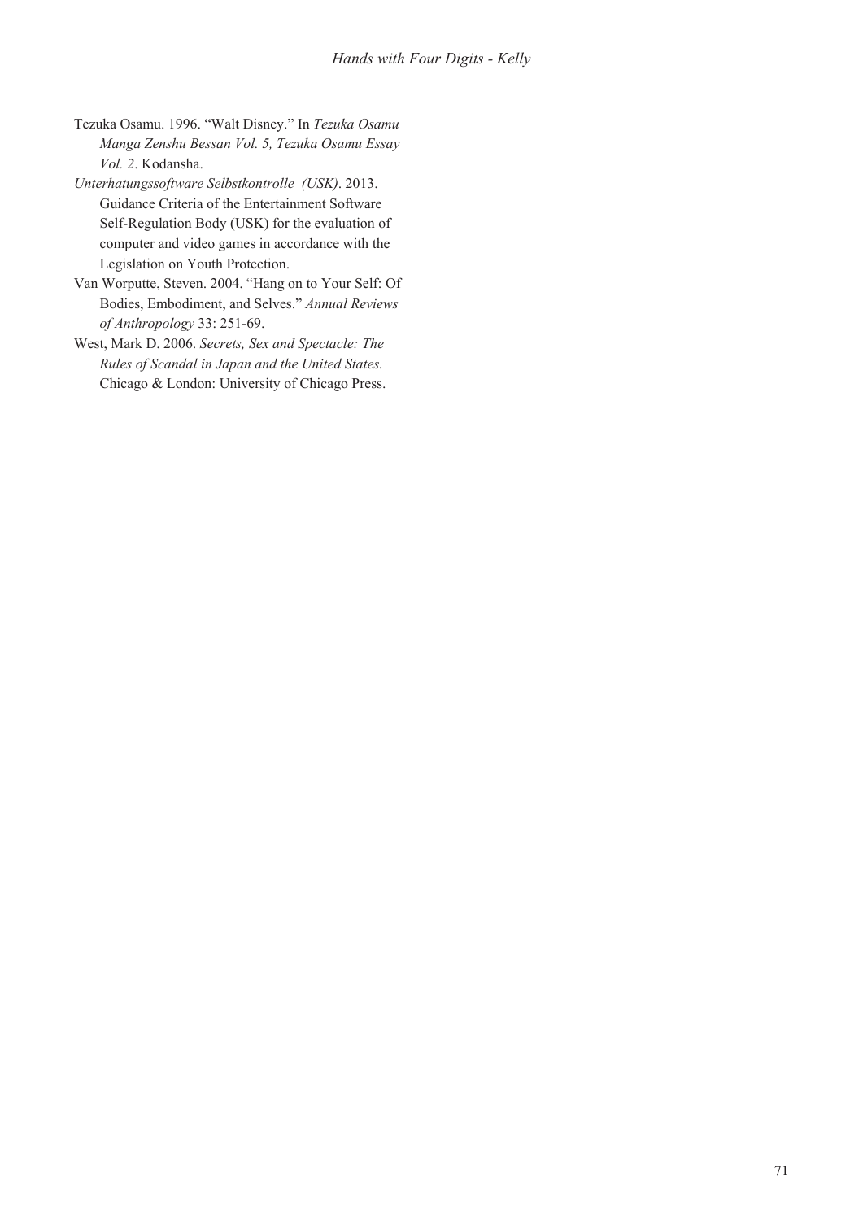Tezuka Osamu. 1996. “Walt Disney.” In *Tezuka Osamu Manga Zenshu Bessan Vol. 5, Tezuka Osamu Essay Vol. 2*. Kodansha.

*Unterhatungssoftware Selbstkontrolle (USK)*. 2013. Guidance Criteria of the Entertainment Software Self-Regulation Body (USK) for the evaluation of computer and video games in accordance with the Legislation on Youth Protection.

Van Worputte, Steven. 2004. “Hang on to Your Self: Of Bodies, Embodiment, and Selves.” *Annual Reviews of Anthropology* 33: 251-69.

West, Mark D. 2006. *Secrets, Sex and Spectacle: The Rules of Scandal in Japan and the United States.* Chicago & London: University of Chicago Press.